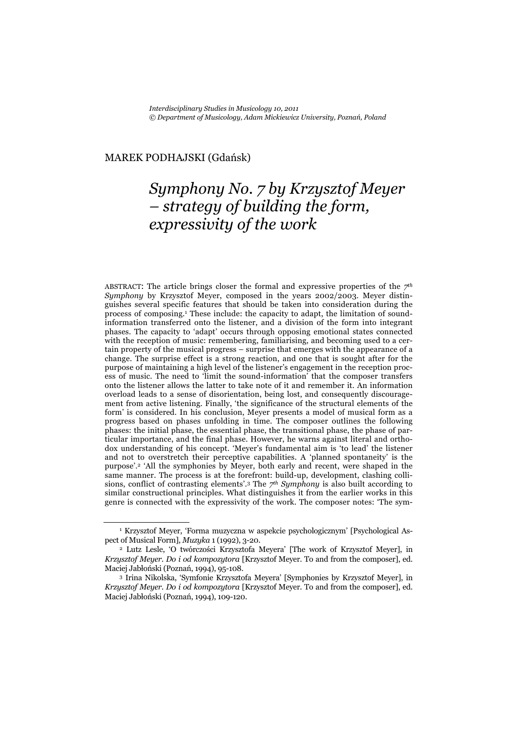*Interdisciplinary Studies in Musicology 10, 2011*
*© Department of Musicology, Adam Mickiewicz University, Poznań, Poland*

MAREK PODHAJSKI (Gdańsk)

# *Symphony No. 7 by Krzysztof Meyer – strategy of building the form, expressivity of the work*

ABSTRACT: The article brings closer the formal and expressive properties of the *7th Symphony* by Krzysztof Meyer, composed in the years 2002/2003. Meyer distinguishes several specific features that should be taken into consideration during the process of composing.[1] These include: the capacity to adapt, the limitation of sound-information transferred onto the listener, and a division of the form into integrant phases. The capacity to 'adapt' occurs through opposing emotional states connected with the reception of music: remembering, familiarising, and becoming used to a certain property of the musical progress – surprise that emerges with the appearance of a change. The surprise effect is a strong reaction, and one that is sought after for the purpose of maintaining a high level of the listener's engagement in the reception process of music. The need to 'limit the sound-information' that the composer transfers onto the listener allows the latter to take note of it and remember it. An information overload leads to a sense of disorientation, being lost, and consequently discouragement from active listening. Finally, 'the significance of the structural elements of the form' is considered. In his conclusion, Meyer presents a model of musical form as a progress based on phases unfolding in time. The composer outlines the following phases: the initial phase, the essential phase, the transitional phase, the phase of particular importance, and the final phase. However, he warns against literal and orthodox understanding of his concept. 'Meyer's fundamental aim is 'to lead' the listener and not to overstretch their perceptive capabilities. A 'planned spontaneity' is the purpose'.[2] 'All the symphonies by Meyer, both early and recent, were shaped in the same manner. The process is at the forefront: build-up, development, clashing collisions, conflict of contrasting elements'.[3] The *7th Symphony* is also built according to similar constructional principles. What distinguishes it from the earlier works in this genre is connected with the expressivity of the work. The composer notes: 'The sym-

---

[1] Krzysztof Meyer, 'Forma muzyczna w aspekcie psychologicznym' [Psychological Aspect of Musical Form], *Muzyka* 1 (1992), 3-20.

[2] Lutz Lesle, 'O twórczości Krzysztofa Meyera' [The work of Krzysztof Meyer], in *Krzysztof Meyer. Do i od kompozytora* [Krzysztof Meyer. To and from the composer], ed. Maciej Jabłoński (Poznań, 1994), 95-108.

[3] Irina Nikolska, 'Symfonie Krzysztofa Meyera' [Symphonies by Krzysztof Meyer], in *Krzysztof Meyer. Do i od kompozytora* [Krzysztof Meyer. To and from the composer], ed. Maciej Jabłoński (Poznań, 1994), 109-120.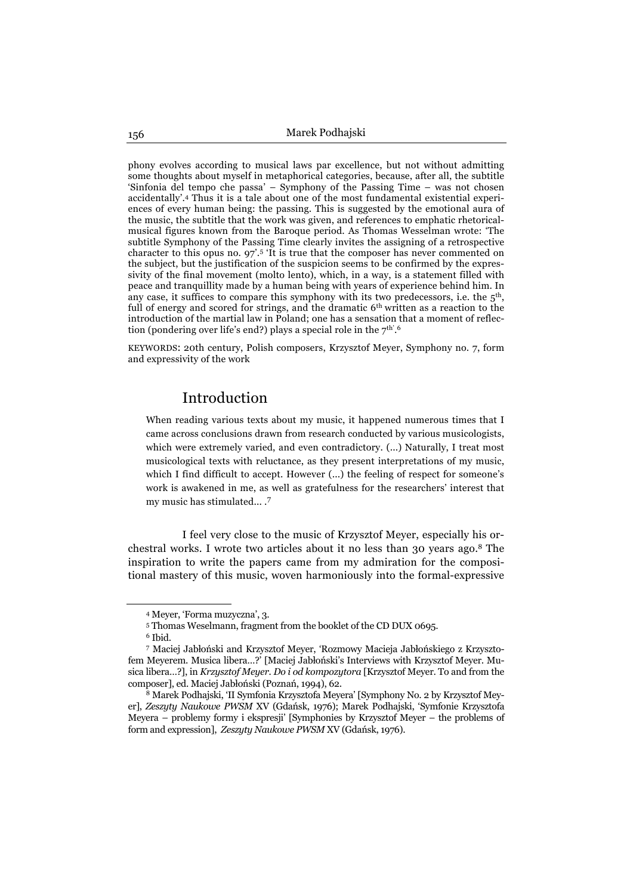phony evolves according to musical laws par excellence, but not without admitting some thoughts about myself in metaphorical categories, because, after all, the subtitle 'Sinfonia del tempo che passa' – Symphony of the Passing Time – was not chosen accidentally'.[4] Thus it is a tale about one of the most fundamental existential experiences of every human being: the passing. This is suggested by the emotional aura of the music, the subtitle that the work was given, and references to emphatic rhetorical-musical figures known from the Baroque period. As Thomas Wesselman wrote: 'The subtitle Symphony of the Passing Time clearly invites the assigning of a retrospective character to this opus no. 97'.[5] 'It is true that the composer has never commented on the subject, but the justification of the suspicion seems to be confirmed by the expressivity of the final movement (molto lento), which, in a way, is a statement filled with peace and tranquillity made by a human being with years of experience behind him. In any case, it suffices to compare this symphony with its two predecessors, i.e. the 5th, full of energy and scored for strings, and the dramatic 6th written as a reaction to the introduction of the martial law in Poland; one has a sensation that a moment of reflection (pondering over life's end?) plays a special role in the 7th'.[6]

KEYWORDS: 20th century, Polish composers, Krzysztof Meyer, Symphony no. 7, form and expressivity of the work

## Introduction

> When reading various texts about my music, it happened numerous times that I came across conclusions drawn from research conducted by various musicologists, which were extremely varied, and even contradictory. (...) Naturally, I treat most musicological texts with reluctance, as they present interpretations of my music, which I find difficult to accept. However (...) the feeling of respect for someone's work is awakened in me, as well as gratefulness for the researchers' interest that my music has stimulated... .[7]

I feel very close to the music of Krzysztof Meyer, especially his orchestral works. I wrote two articles about it no less than 30 years ago.[8] The inspiration to write the papers came from my admiration for the compositional mastery of this music, woven harmoniously into the formal-expressive

---

[4] Meyer, 'Forma muzyczna', 3.

[5] Thomas Weselmann, fragment from the booklet of the CD DUX 0695.

[6] Ibid.

[7] Maciej Jabłoński and Krzysztof Meyer, 'Rozmowy Macieja Jabłońskiego z Krzysztofem Meyerem. Musica libera...?' [Maciej Jabłoński's Interviews with Krzysztof Meyer. Musica libera...?], in *Krzysztof Meyer. Do i od kompozytora* [Krzysztof Meyer. To and from the composer], ed. Maciej Jabłoński (Poznań, 1994), 62.

[8] Marek Podhajski, 'II Symfonia Krzysztofa Meyera' [Symphony No. 2 by Krzysztof Meyer], *Zeszyty Naukowe PWSM* XV (Gdańsk, 1976); Marek Podhajski, 'Symfonie Krzysztofa Meyera – problemy formy i ekspresji' [Symphonies by Krzysztof Meyer – the problems of form and expression], *Zeszyty Naukowe PWSM* XV (Gdańsk, 1976).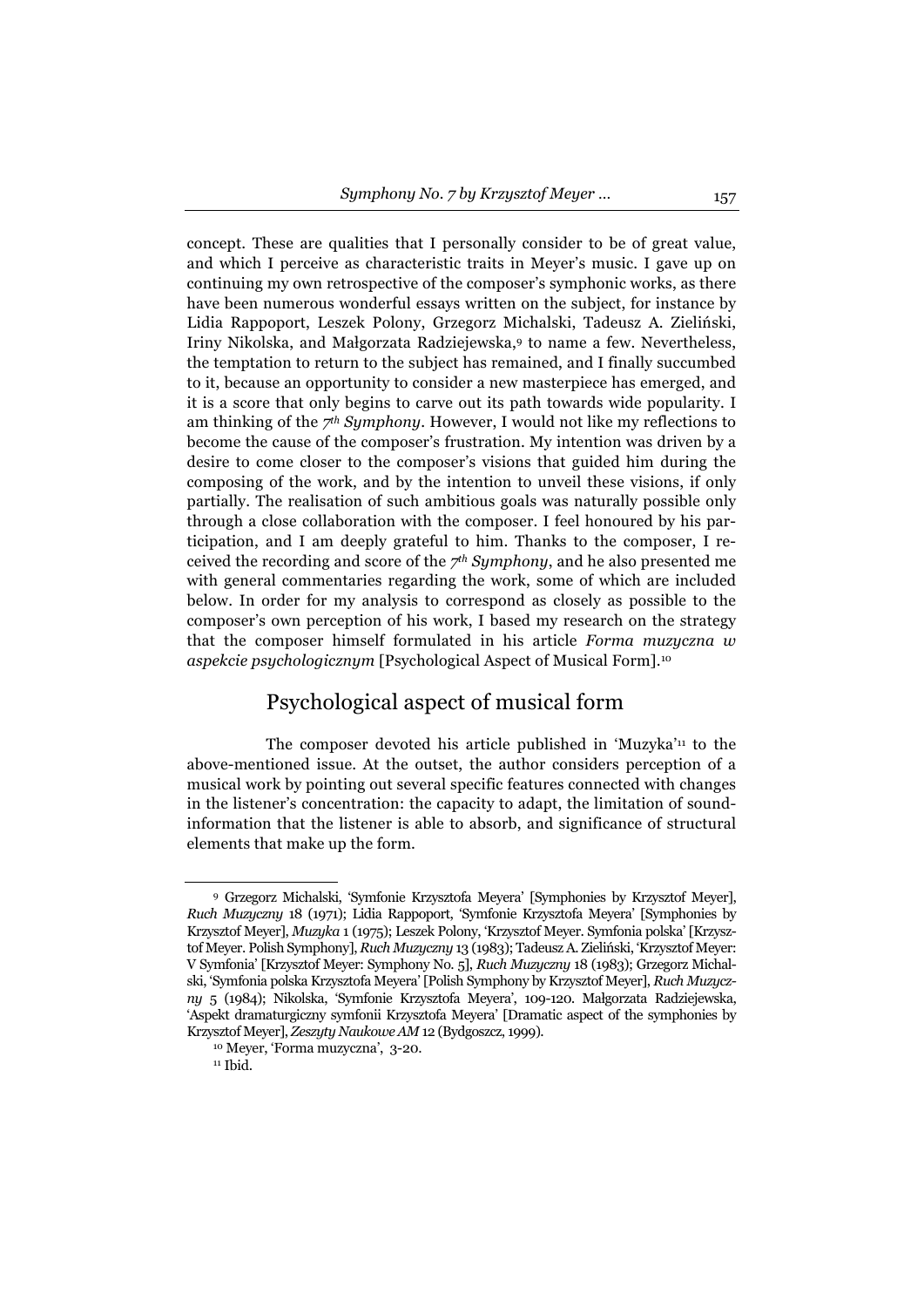concept. These are qualities that I personally consider to be of great value, and which I perceive as characteristic traits in Meyer's music. I gave up on continuing my own retrospective of the composer's symphonic works, as there have been numerous wonderful essays written on the subject, for instance by Lidia Rappoport, Leszek Polony, Grzegorz Michalski, Tadeusz A. Zieliński, Iriny Nikolska, and Małgorzata Radziejewska,[9] to name a few. Nevertheless, the temptation to return to the subject has remained, and I finally succumbed to it, because an opportunity to consider a new masterpiece has emerged, and it is a score that only begins to carve out its path towards wide popularity. I am thinking of the *7th Symphony*. However, I would not like my reflections to become the cause of the composer's frustration. My intention was driven by a desire to come closer to the composer's visions that guided him during the composing of the work, and by the intention to unveil these visions, if only partially. The realisation of such ambitious goals was naturally possible only through a close collaboration with the composer. I feel honoured by his participation, and I am deeply grateful to him. Thanks to the composer, I received the recording and score of the *7th Symphony*, and he also presented me with general commentaries regarding the work, some of which are included below. In order for my analysis to correspond as closely as possible to the composer's own perception of his work, I based my research on the strategy that the composer himself formulated in his article *Forma muzyczna w aspekcie psychologicznym* [Psychological Aspect of Musical Form].[10]

## Psychological aspect of musical form

The composer devoted his article published in 'Muzyka'[11] to the above-mentioned issue. At the outset, the author considers perception of a musical work by pointing out several specific features connected with changes in the listener's concentration: the capacity to adapt, the limitation of sound-information that the listener is able to absorb, and significance of structural elements that make up the form.

---

[9] Grzegorz Michalski, 'Symfonie Krzysztofa Meyera' [Symphonies by Krzysztof Meyer], *Ruch Muzyczny* 18 (1971); Lidia Rappoport, 'Symfonie Krzysztofa Meyera' [Symphonies by Krzysztof Meyer], *Muzyka* 1 (1975); Leszek Polony, 'Krzysztof Meyer. Symfonia polska' [Krzysztof Meyer. Polish Symphony], *Ruch Muzyczny* 13 (1983); Tadeusz A. Zieliński, 'Krzysztof Meyer: V Symfonia' [Krzysztof Meyer: Symphony No. 5], *Ruch Muzyczny* 18 (1983); Grzegorz Michalski, 'Symfonia polska Krzysztofa Meyera' [Polish Symphony by Krzysztof Meyer], *Ruch Muzyczny* 5 (1984); Nikolska, 'Symfonie Krzysztofa Meyera', 109-120. Małgorzata Radziejewska, 'Aspekt dramaturgiczny symfonii Krzysztofa Meyera' [Dramatic aspect of the symphonies by Krzysztof Meyer], *Zeszyty Naukowe AM* 12 (Bydgoszcz, 1999).

[10] Meyer, 'Forma muzyczna', 3-20.

[11] Ibid.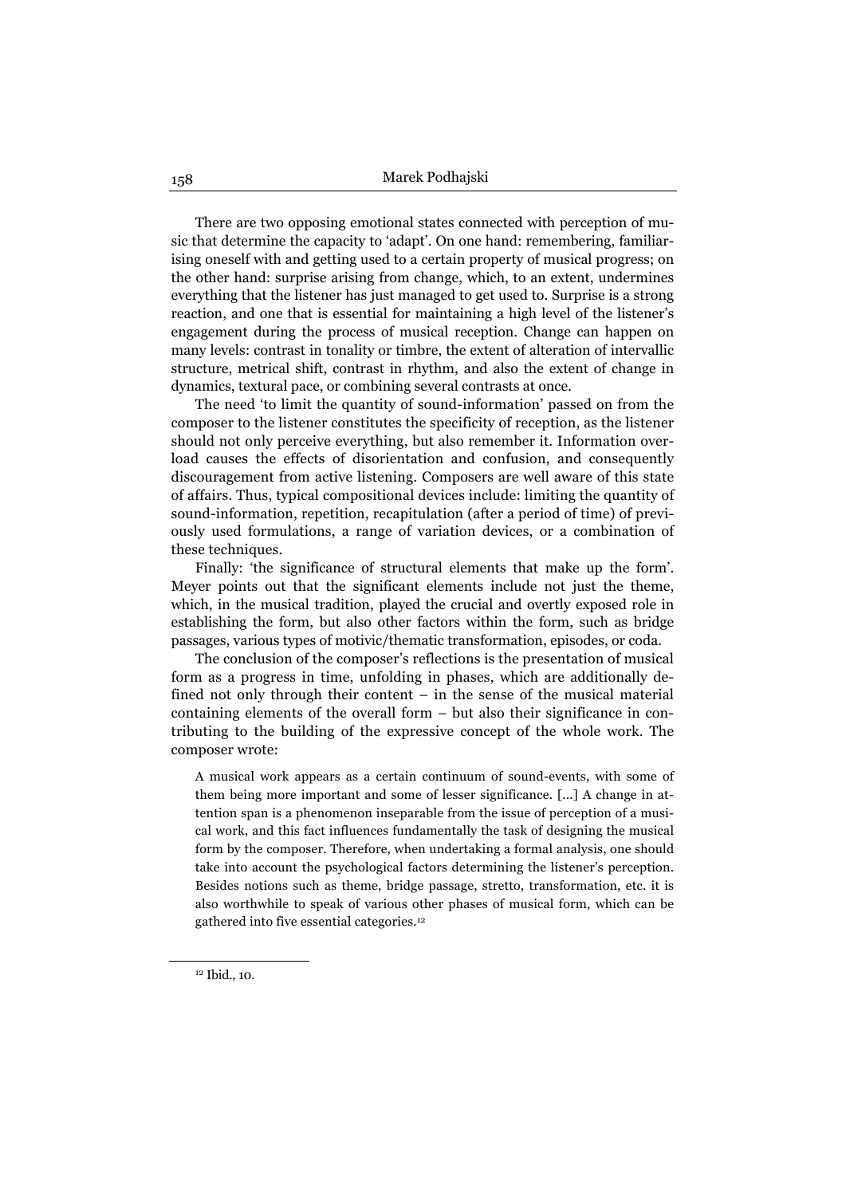There are two opposing emotional states connected with perception of music that determine the capacity to 'adapt'. On one hand: remembering, familiarising oneself with and getting used to a certain property of musical progress; on the other hand: surprise arising from change, which, to an extent, undermines everything that the listener has just managed to get used to. Surprise is a strong reaction, and one that is essential for maintaining a high level of the listener's engagement during the process of musical reception. Change can happen on many levels: contrast in tonality or timbre, the extent of alteration of intervallic structure, metrical shift, contrast in rhythm, and also the extent of change in dynamics, textural pace, or combining several contrasts at once.

The need 'to limit the quantity of sound-information' passed on from the composer to the listener constitutes the specificity of reception, as the listener should not only perceive everything, but also remember it. Information overload causes the effects of disorientation and confusion, and consequently discouragement from active listening. Composers are well aware of this state of affairs. Thus, typical compositional devices include: limiting the quantity of sound-information, repetition, recapitulation (after a period of time) of previously used formulations, a range of variation devices, or a combination of these techniques.

Finally: 'the significance of structural elements that make up the form'. Meyer points out that the significant elements include not just the theme, which, in the musical tradition, played the crucial and overtly exposed role in establishing the form, but also other factors within the form, such as bridge passages, various types of motivic/thematic transformation, episodes, or coda.

The conclusion of the composer's reflections is the presentation of musical form as a progress in time, unfolding in phases, which are additionally defined not only through their content – in the sense of the musical material containing elements of the overall form – but also their significance in contributing to the building of the expressive concept of the whole work. The composer wrote:

> A musical work appears as a certain continuum of sound-events, with some of them being more important and some of lesser significance. [...] A change in attention span is a phenomenon inseparable from the issue of perception of a musical work, and this fact influences fundamentally the task of designing the musical form by the composer. Therefore, when undertaking a formal analysis, one should take into account the psychological factors determining the listener's perception. Besides notions such as theme, bridge passage, stretto, transformation, etc. it is also worthwhile to speak of various other phases of musical form, which can be gathered into five essential categories.[12]

[12] Ibid., 10.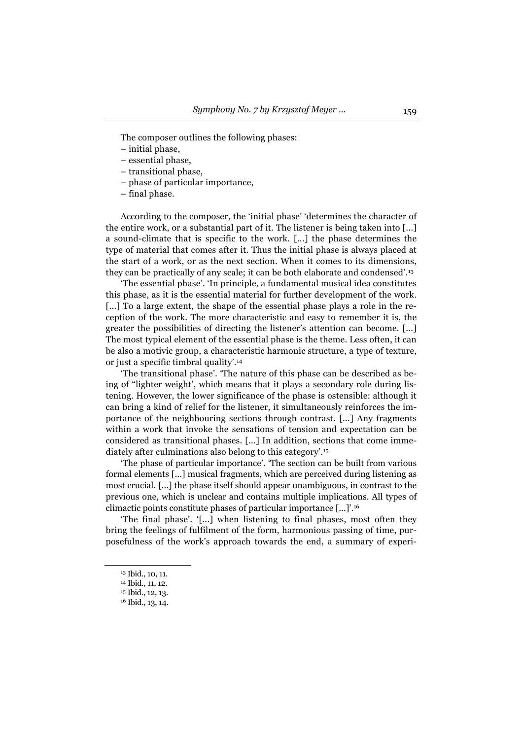The composer outlines the following phases:

– initial phase,
– essential phase,
– transitional phase,
– phase of particular importance,
– final phase.

According to the composer, the 'initial phase' 'determines the character of the entire work, or a substantial part of it. The listener is being taken into [...] a sound-climate that is specific to the work. [...] the phase determines the type of material that comes after it. Thus the initial phase is always placed at the start of a work, or as the next section. When it comes to its dimensions, they can be practically of any scale; it can be both elaborate and condensed'.[13]

'The essential phase'. 'In principle, a fundamental musical idea constitutes this phase, as it is the essential material for further development of the work. [...] To a large extent, the shape of the essential phase plays a role in the reception of the work. The more characteristic and easy to remember it is, the greater the possibilities of directing the listener's attention can become. [...] The most typical element of the essential phase is the theme. Less often, it can be also a motivic group, a characteristic harmonic structure, a type of texture, or just a specific timbral quality'.[14]

'The transitional phase'. 'The nature of this phase can be described as being of "lighter weight", which means that it plays a secondary role during listening. However, the lower significance of the phase is ostensible: although it can bring a kind of relief for the listener, it simultaneously reinforces the importance of the neighbouring sections through contrast. [...] Any fragments within a work that invoke the sensations of tension and expectation can be considered as transitional phases. [...] In addition, sections that come immediately after culminations also belong to this category'.[15]

'The phase of particular importance'. 'The section can be built from various formal elements [...] musical fragments, which are perceived during listening as most crucial. [...] the phase itself should appear unambiguous, in contrast to the previous one, which is unclear and contains multiple implications. All types of climactic points constitute phases of particular importance [...]'.[16]

'The final phase'. '[...] when listening to final phases, most often they bring the feelings of fulfilment of the form, harmonious passing of time, purposefulness of the work's approach towards the end, a summary of experi-

---

[13] Ibid., 10, 11.

[14] Ibid., 11, 12.

[15] Ibid., 12, 13.

[16] Ibid., 13, 14.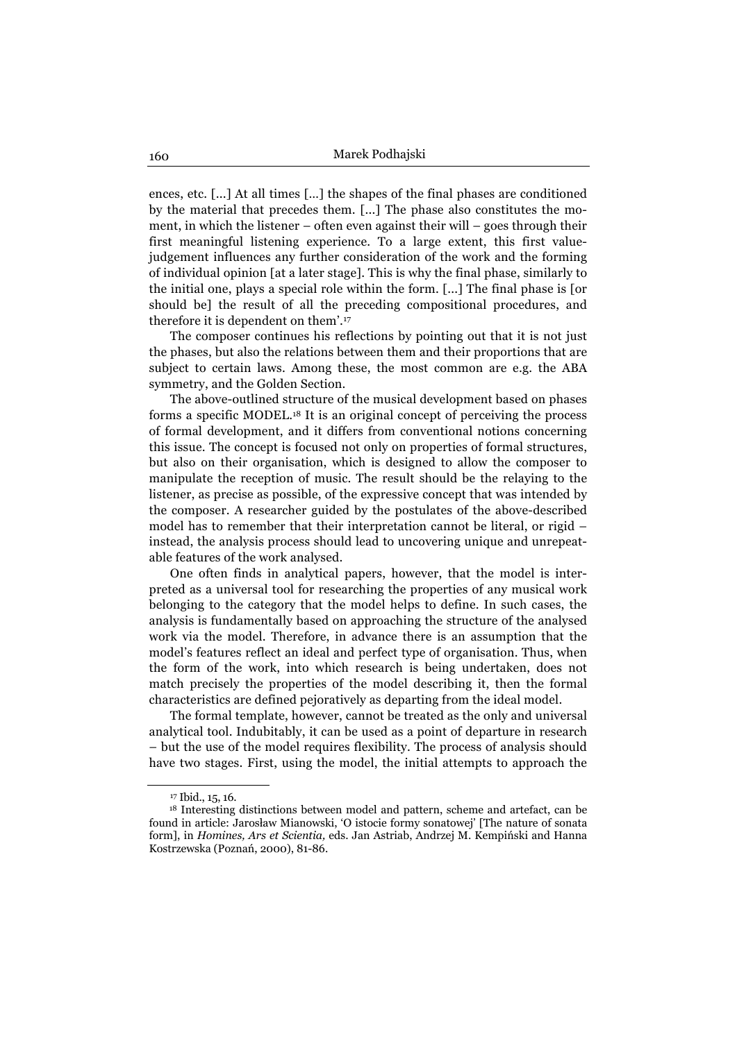ences, etc. [...] At all times [...] the shapes of the final phases are conditioned by the material that precedes them. [...] The phase also constitutes the moment, in which the listener – often even against their will – goes through their first meaningful listening experience. To a large extent, this first value-judgement influences any further consideration of the work and the forming of individual opinion [at a later stage]. This is why the final phase, similarly to the initial one, plays a special role within the form. [...] The final phase is [or should be] the result of all the preceding compositional procedures, and therefore it is dependent on them'.[17]

The composer continues his reflections by pointing out that it is not just the phases, but also the relations between them and their proportions that are subject to certain laws. Among these, the most common are e.g. the ABA symmetry, and the Golden Section.

The above-outlined structure of the musical development based on phases forms a specific MODEL.[18] It is an original concept of perceiving the process of formal development, and it differs from conventional notions concerning this issue. The concept is focused not only on properties of formal structures, but also on their organisation, which is designed to allow the composer to manipulate the reception of music. The result should be the relaying to the listener, as precise as possible, of the expressive concept that was intended by the composer. A researcher guided by the postulates of the above-described model has to remember that their interpretation cannot be literal, or rigid – instead, the analysis process should lead to uncovering unique and unrepeatable features of the work analysed.

One often finds in analytical papers, however, that the model is interpreted as a universal tool for researching the properties of any musical work belonging to the category that the model helps to define. In such cases, the analysis is fundamentally based on approaching the structure of the analysed work via the model. Therefore, in advance there is an assumption that the model's features reflect an ideal and perfect type of organisation. Thus, when the form of the work, into which research is being undertaken, does not match precisely the properties of the model describing it, then the formal characteristics are defined pejoratively as departing from the ideal model.

The formal template, however, cannot be treated as the only and universal analytical tool. Indubitably, it can be used as a point of departure in research – but the use of the model requires flexibility. The process of analysis should have two stages. First, using the model, the initial attempts to approach the

---

[17] Ibid., 15, 16.

[18] Interesting distinctions between model and pattern, scheme and artefact, can be found in article: Jarosław Mianowski, 'O istocie formy sonatowej' [The nature of sonata form], in *Homines, Ars et Scientia,* eds. Jan Astriab, Andrzej M. Kempiński and Hanna Kostrzewska (Poznań, 2000), 81-86.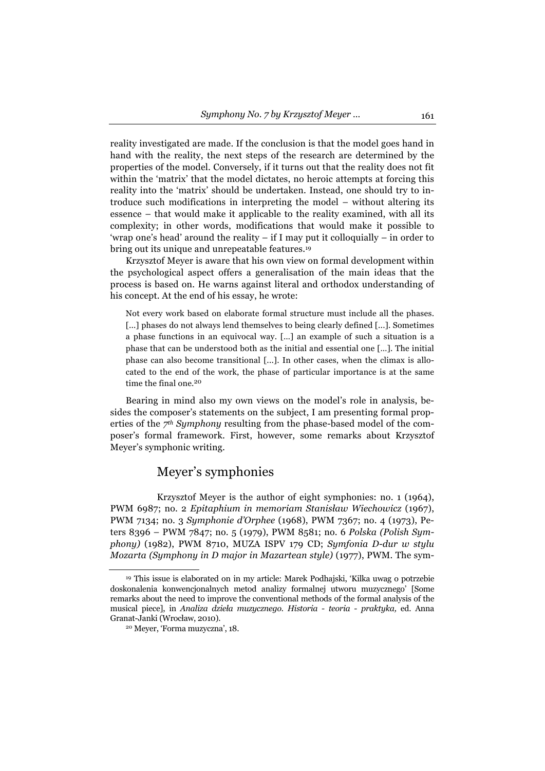reality investigated are made. If the conclusion is that the model goes hand in hand with the reality, the next steps of the research are determined by the properties of the model. Conversely, if it turns out that the reality does not fit within the 'matrix' that the model dictates, no heroic attempts at forcing this reality into the 'matrix' should be undertaken. Instead, one should try to introduce such modifications in interpreting the model – without altering its essence – that would make it applicable to the reality examined, with all its complexity; in other words, modifications that would make it possible to 'wrap one's head' around the reality – if I may put it colloquially – in order to bring out its unique and unrepeatable features.[19]

Krzysztof Meyer is aware that his own view on formal development within the psychological aspect offers a generalisation of the main ideas that the process is based on. He warns against literal and orthodox understanding of his concept. At the end of his essay, he wrote:

> Not every work based on elaborate formal structure must include all the phases. [...] phases do not always lend themselves to being clearly defined [...]. Sometimes a phase functions in an equivocal way. [...] an example of such a situation is a phase that can be understood both as the initial and essential one [...]. The initial phase can also become transitional [...]. In other cases, when the climax is allocated to the end of the work, the phase of particular importance is at the same time the final one.[20]

Bearing in mind also my own views on the model's role in analysis, besides the composer's statements on the subject, I am presenting formal properties of the *7th Symphony* resulting from the phase-based model of the composer's formal framework. First, however, some remarks about Krzysztof Meyer's symphonic writing.

## Meyer's symphonies

Krzysztof Meyer is the author of eight symphonies: no. 1 (1964), PWM 6987; no. 2 *Epitaphium in memoriam Stanisław Wiechowicz* (1967), PWM 7134; no. 3 *Symphonie d'Orphee* (1968), PWM 7367; no. 4 (1973), Peters 8396 – PWM 7847; no. 5 (1979), PWM 8581; no. 6 *Polska (Polish Symphony)* (1982), PWM 8710, MUZA ISPV 179 CD; *Symfonia D-dur w stylu Mozarta (Symphony in D major in Mazartean style)* (1977), PWM. The sym-

---

[19] This issue is elaborated on in my article: Marek Podhajski, 'Kilka uwag o potrzebie doskonalenia konwencjonalnych metod analizy formalnej utworu muzycznego' [Some remarks about the need to improve the conventional methods of the formal analysis of the musical piece], in *Analiza dzieła muzycznego. Historia - teoria - praktyka,* ed. Anna Granat-Janki (Wrocław, 2010).

[20] Meyer, 'Forma muzyczna', 18.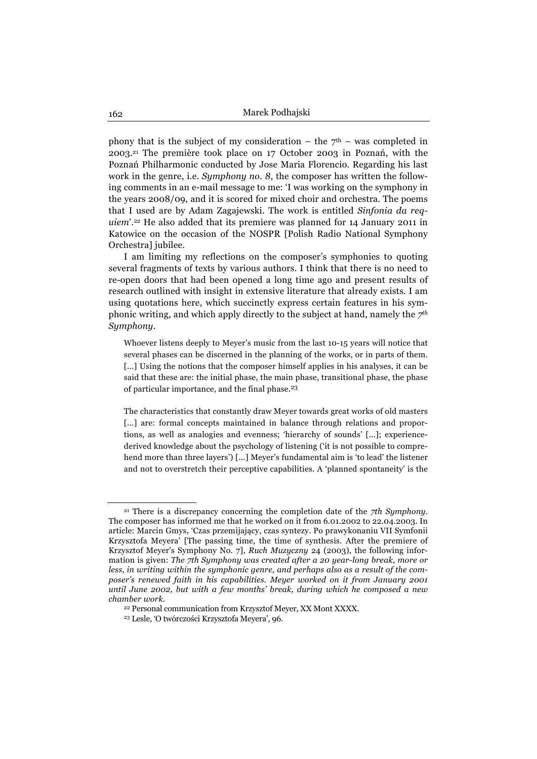phony that is the subject of my consideration – the 7th – was completed in 2003.[21] The première took place on 17 October 2003 in Poznań, with the Poznań Philharmonic conducted by Jose Maria Florencio. Regarding his last work in the genre, i.e. *Symphony no. 8*, the composer has written the following comments in an e-mail message to me: 'I was working on the symphony in the years 2008/09, and it is scored for mixed choir and orchestra. The poems that I used are by Adam Zagajewski. The work is entitled *Sinfonia da requiem*'.[22] He also added that its premiere was planned for 14 January 2011 in Katowice on the occasion of the NOSPR [Polish Radio National Symphony Orchestra] jubilee.

I am limiting my reflections on the composer's symphonies to quoting several fragments of texts by various authors. I think that there is no need to re-open doors that had been opened a long time ago and present results of research outlined with insight in extensive literature that already exists. I am using quotations here, which succinctly express certain features in his symphonic writing, and which apply directly to the subject at hand, namely the *7th Symphony*.

> Whoever listens deeply to Meyer's music from the last 10-15 years will notice that several phases can be discerned in the planning of the works, or in parts of them. [...] Using the notions that the composer himself applies in his analyses, it can be said that these are: the initial phase, the main phase, transitional phase, the phase of particular importance, and the final phase.[23]

> The characteristics that constantly draw Meyer towards great works of old masters [...] are: formal concepts maintained in balance through relations and proportions, as well as analogies and evenness; 'hierarchy of sounds' [...]; experience-derived knowledge about the psychology of listening ('it is not possible to comprehend more than three layers') [...] Meyer's fundamental aim is 'to lead' the listener and not to overstretch their perceptive capabilities. A 'planned spontaneity' is the

---

[21] There is a discrepancy concerning the completion date of the *7th Symphony*. The composer has informed me that he worked on it from 6.01.2002 to 22.04.2003. In article: Marcin Gmys, 'Czas przemijający, czas syntezy. Po prawykonaniu VII Symfonii Krzysztofa Meyera' [The passing time, the time of synthesis. After the premiere of Krzysztof Meyer's Symphony No. 7], *Ruch Muzyczny* 24 (2003), the following information is given: *The 7th Symphony was created after a 20 year-long break, more or less, in writing within the symphonic genre, and perhaps also as a result of the composer's renewed faith in his capabilities. Meyer worked on it from January 2001 until June 2002, but with a few months' break, during which he composed a new chamber work.*

[22] Personal communication from Krzysztof Meyer, XX Mont XXXX.

[23] Lesle, 'O twórczości Krzysztofa Meyera', 96.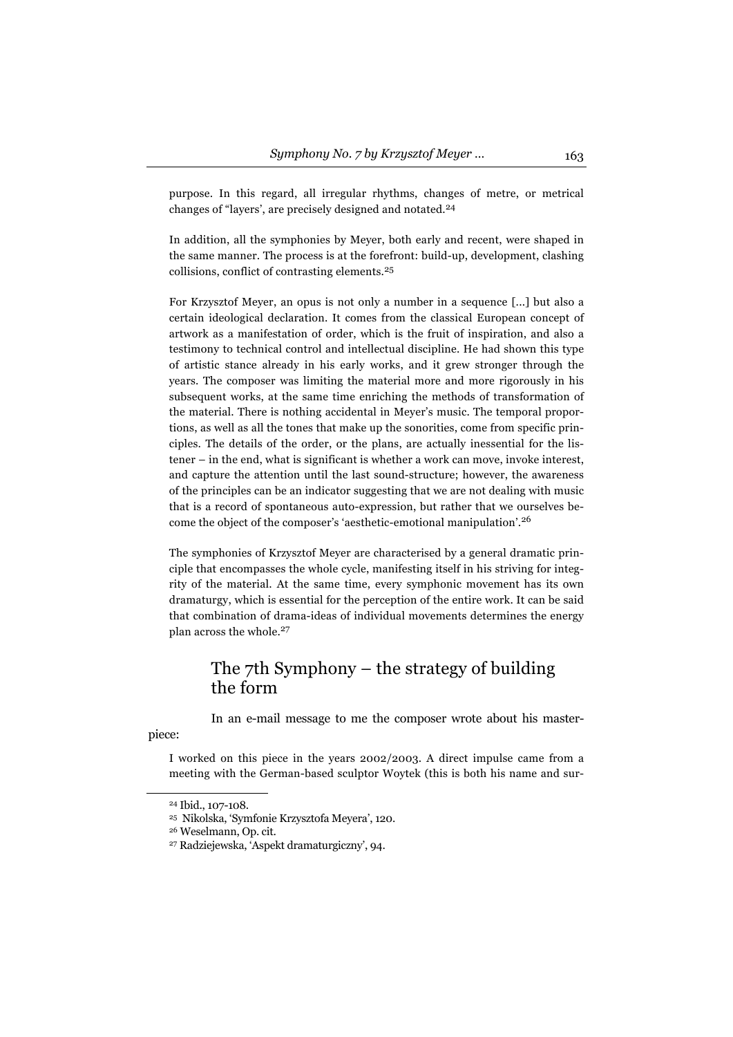purpose. In this regard, all irregular rhythms, changes of metre, or metrical changes of "layers', are precisely designed and notated.[24]

In addition, all the symphonies by Meyer, both early and recent, were shaped in the same manner. The process is at the forefront: build-up, development, clashing collisions, conflict of contrasting elements.[25]

For Krzysztof Meyer, an opus is not only a number in a sequence [...] but also a certain ideological declaration. It comes from the classical European concept of artwork as a manifestation of order, which is the fruit of inspiration, and also a testimony to technical control and intellectual discipline. He had shown this type of artistic stance already in his early works, and it grew stronger through the years. The composer was limiting the material more and more rigorously in his subsequent works, at the same time enriching the methods of transformation of the material. There is nothing accidental in Meyer's music. The temporal proportions, as well as all the tones that make up the sonorities, come from specific principles. The details of the order, or the plans, are actually inessential for the listener – in the end, what is significant is whether a work can move, invoke interest, and capture the attention until the last sound-structure; however, the awareness of the principles can be an indicator suggesting that we are not dealing with music that is a record of spontaneous auto-expression, but rather that we ourselves become the object of the composer's 'aesthetic-emotional manipulation'.[26]

The symphonies of Krzysztof Meyer are characterised by a general dramatic principle that encompasses the whole cycle, manifesting itself in his striving for integrity of the material. At the same time, every symphonic movement has its own dramaturgy, which is essential for the perception of the entire work. It can be said that combination of drama-ideas of individual movements determines the energy plan across the whole.[27]

## The 7th Symphony – the strategy of building the form

In an e-mail message to me the composer wrote about his masterpiece:

I worked on this piece in the years 2002/2003. A direct impulse came from a meeting with the German-based sculptor Woytek (this is both his name and sur-

[24] Ibid., 107-108.

[25] Nikolska, 'Symfonie Krzysztofa Meyera', 120.

[26] Weselmann, Op. cit.

[27] Radziejewska, 'Aspekt dramaturgiczny', 94.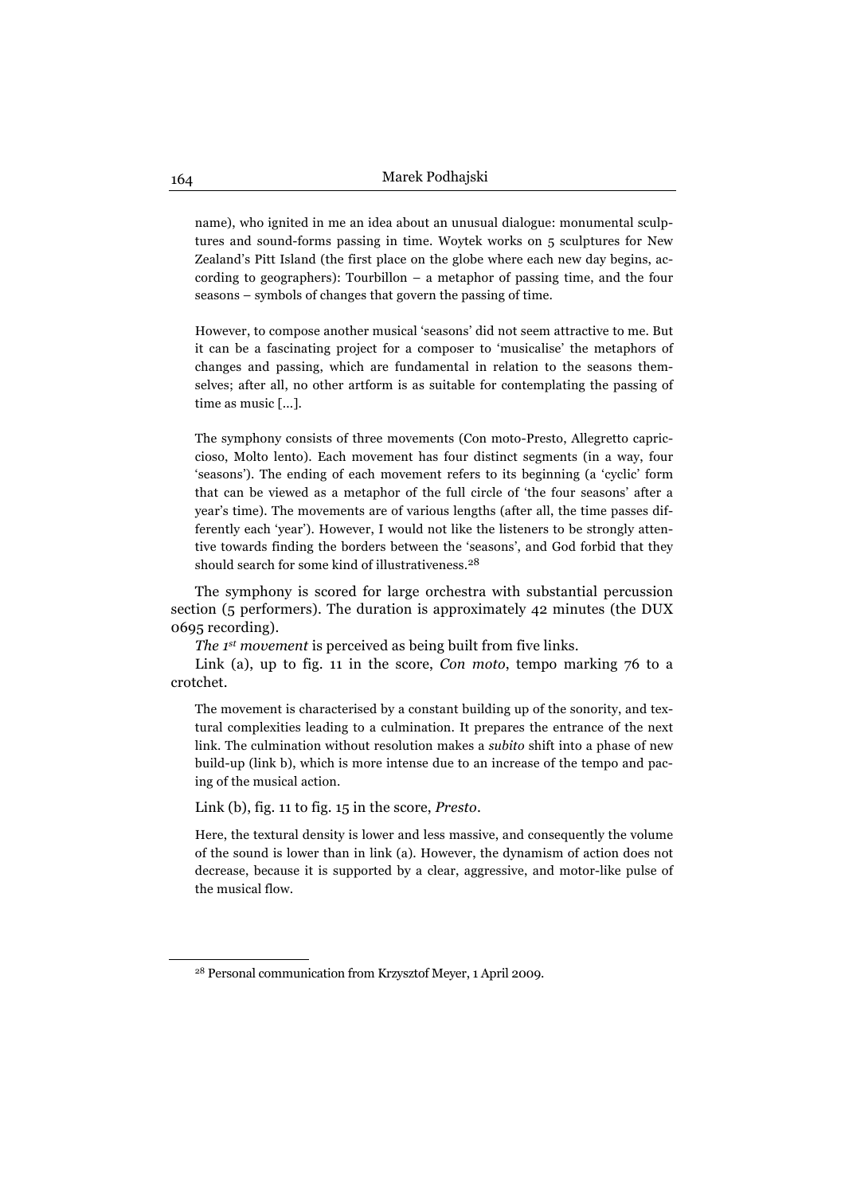name), who ignited in me an idea about an unusual dialogue: monumental sculptures and sound-forms passing in time. Woytek works on 5 sculptures for New Zealand's Pitt Island (the first place on the globe where each new day begins, according to geographers): Tourbillon – a metaphor of passing time, and the four seasons – symbols of changes that govern the passing of time.

However, to compose another musical 'seasons' did not seem attractive to me. But it can be a fascinating project for a composer to 'musicalise' the metaphors of changes and passing, which are fundamental in relation to the seasons themselves; after all, no other artform is as suitable for contemplating the passing of time as music [...].

The symphony consists of three movements (Con moto-Presto, Allegretto capriccioso, Molto lento). Each movement has four distinct segments (in a way, four 'seasons'). The ending of each movement refers to its beginning (a 'cyclic' form that can be viewed as a metaphor of the full circle of 'the four seasons' after a year's time). The movements are of various lengths (after all, the time passes differently each 'year'). However, I would not like the listeners to be strongly attentive towards finding the borders between the 'seasons', and God forbid that they should search for some kind of illustrativeness.[28]

The symphony is scored for large orchestra with substantial percussion section (5 performers). The duration is approximately 42 minutes (the DUX 0695 recording).

*The 1st movement* is perceived as being built from five links.

Link (a), up to fig. 11 in the score, *Con moto*, tempo marking 76 to a crotchet.

The movement is characterised by a constant building up of the sonority, and textural complexities leading to a culmination. It prepares the entrance of the next link. The culmination without resolution makes a *subito* shift into a phase of new build-up (link b), which is more intense due to an increase of the tempo and pacing of the musical action.

Link (b), fig. 11 to fig. 15 in the score, *Presto*.

Here, the textural density is lower and less massive, and consequently the volume of the sound is lower than in link (a). However, the dynamism of action does not decrease, because it is supported by a clear, aggressive, and motor-like pulse of the musical flow.

[28] Personal communication from Krzysztof Meyer, 1 April 2009.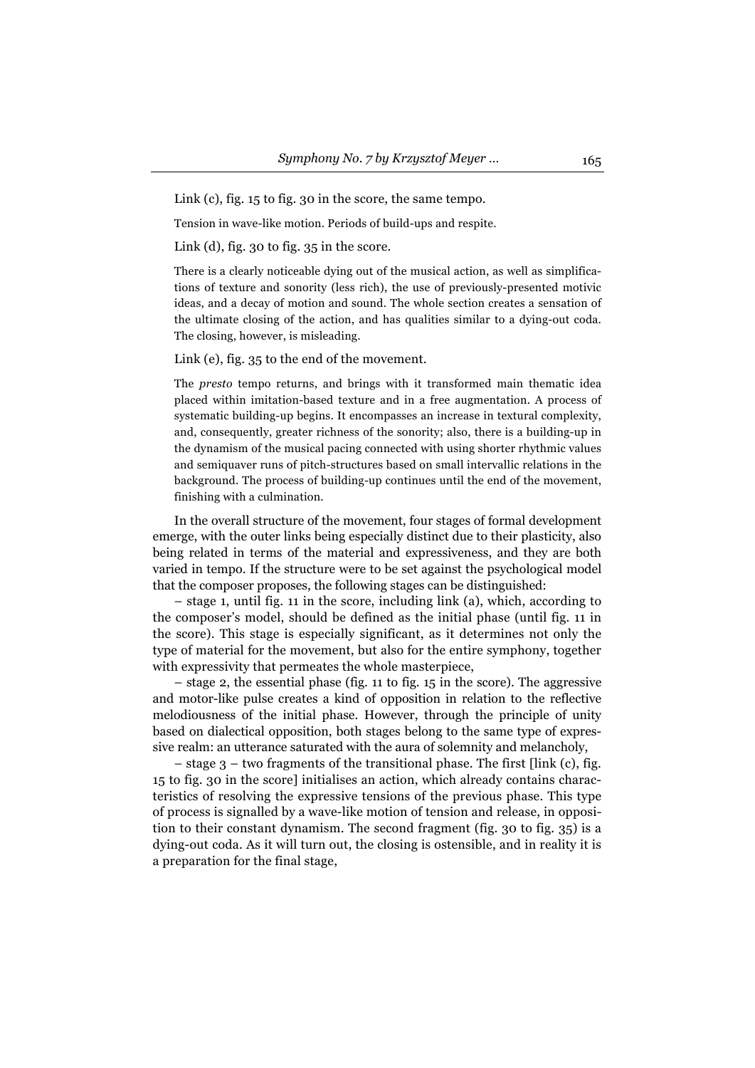Link (c), fig. 15 to fig. 30 in the score, the same tempo.

Tension in wave-like motion. Periods of build-ups and respite.

Link (d), fig. 30 to fig. 35 in the score.

There is a clearly noticeable dying out of the musical action, as well as simplifications of texture and sonority (less rich), the use of previously-presented motivic ideas, and a decay of motion and sound. The whole section creates a sensation of the ultimate closing of the action, and has qualities similar to a dying-out coda. The closing, however, is misleading.

Link (e), fig. 35 to the end of the movement.

The *presto* tempo returns, and brings with it transformed main thematic idea placed within imitation-based texture and in a free augmentation. A process of systematic building-up begins. It encompasses an increase in textural complexity, and, consequently, greater richness of the sonority; also, there is a building-up in the dynamism of the musical pacing connected with using shorter rhythmic values and semiquaver runs of pitch-structures based on small intervallic relations in the background. The process of building-up continues until the end of the movement, finishing with a culmination.

In the overall structure of the movement, four stages of formal development emerge, with the outer links being especially distinct due to their plasticity, also being related in terms of the material and expressiveness, and they are both varied in tempo. If the structure were to be set against the psychological model that the composer proposes, the following stages can be distinguished:

– stage 1, until fig. 11 in the score, including link (a), which, according to the composer's model, should be defined as the initial phase (until fig. 11 in the score). This stage is especially significant, as it determines not only the type of material for the movement, but also for the entire symphony, together with expressivity that permeates the whole masterpiece,

– stage 2, the essential phase (fig. 11 to fig. 15 in the score). The aggressive and motor-like pulse creates a kind of opposition in relation to the reflective melodiousness of the initial phase. However, through the principle of unity based on dialectical opposition, both stages belong to the same type of expressive realm: an utterance saturated with the aura of solemnity and melancholy,

– stage 3 – two fragments of the transitional phase. The first [link (c), fig. 15 to fig. 30 in the score] initialises an action, which already contains characteristics of resolving the expressive tensions of the previous phase. This type of process is signalled by a wave-like motion of tension and release, in opposition to their constant dynamism. The second fragment (fig. 30 to fig. 35) is a dying-out coda. As it will turn out, the closing is ostensible, and in reality it is a preparation for the final stage,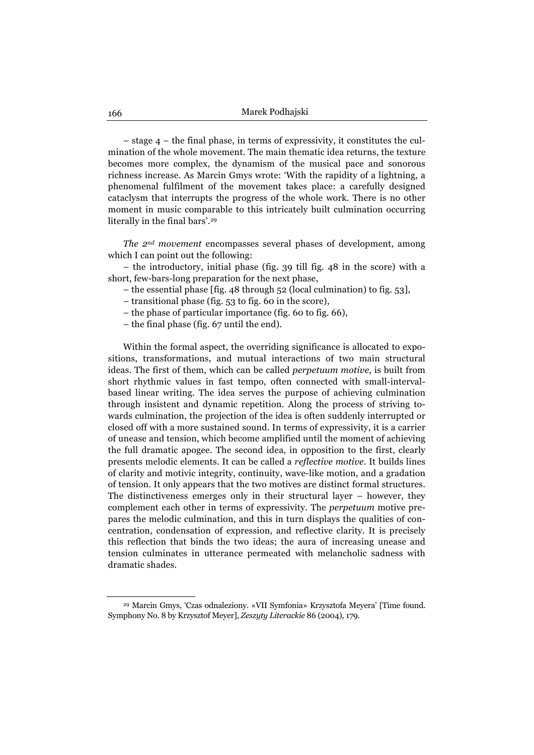– stage 4 – the final phase, in terms of expressivity, it constitutes the culmination of the whole movement. The main thematic idea returns, the texture becomes more complex, the dynamism of the musical pace and sonorous richness increase. As Marcin Gmys wrote: 'With the rapidity of a lightning, a phenomenal fulfilment of the movement takes place: a carefully designed cataclysm that interrupts the progress of the whole work. There is no other moment in music comparable to this intricately built culmination occurring literally in the final bars'.[29]

*The 2nd movement* encompasses several phases of development, among which I can point out the following:

– the introductory, initial phase (fig. 39 till fig. 48 in the score) with a short, few-bars-long preparation for the next phase,

– the essential phase [fig. 48 through 52 (local culmination) to fig. 53],

– transitional phase (fig. 53 to fig. 60 in the score),

– the phase of particular importance (fig. 60 to fig. 66),

– the final phase (fig. 67 until the end).

Within the formal aspect, the overriding significance is allocated to expositions, transformations, and mutual interactions of two main structural ideas. The first of them, which can be called *perpetuum motive*, is built from short rhythmic values in fast tempo, often connected with small-interval-based linear writing. The idea serves the purpose of achieving culmination through insistent and dynamic repetition. Along the process of striving towards culmination, the projection of the idea is often suddenly interrupted or closed off with a more sustained sound. In terms of expressivity, it is a carrier of unease and tension, which become amplified until the moment of achieving the full dramatic apogee. The second idea, in opposition to the first, clearly presents melodic elements. It can be called a *reflective motive*. It builds lines of clarity and motivic integrity, continuity, wave-like motion, and a gradation of tension. It only appears that the two motives are distinct formal structures. The distinctiveness emerges only in their structural layer – however, they complement each other in terms of expressivity. The *perpetuum* motive prepares the melodic culmination, and this in turn displays the qualities of concentration, condensation of expression, and reflective clarity. It is precisely this reflection that binds the two ideas; the aura of increasing unease and tension culminates in utterance permeated with melancholic sadness with dramatic shades.

[29] Marcin Gmys, 'Czas odnaleziony. «VII Symfonia» Krzysztofa Meyera' [Time found. Symphony No. 8 by Krzysztof Meyer], *Zeszyty Literackie* 86 (2004), 179.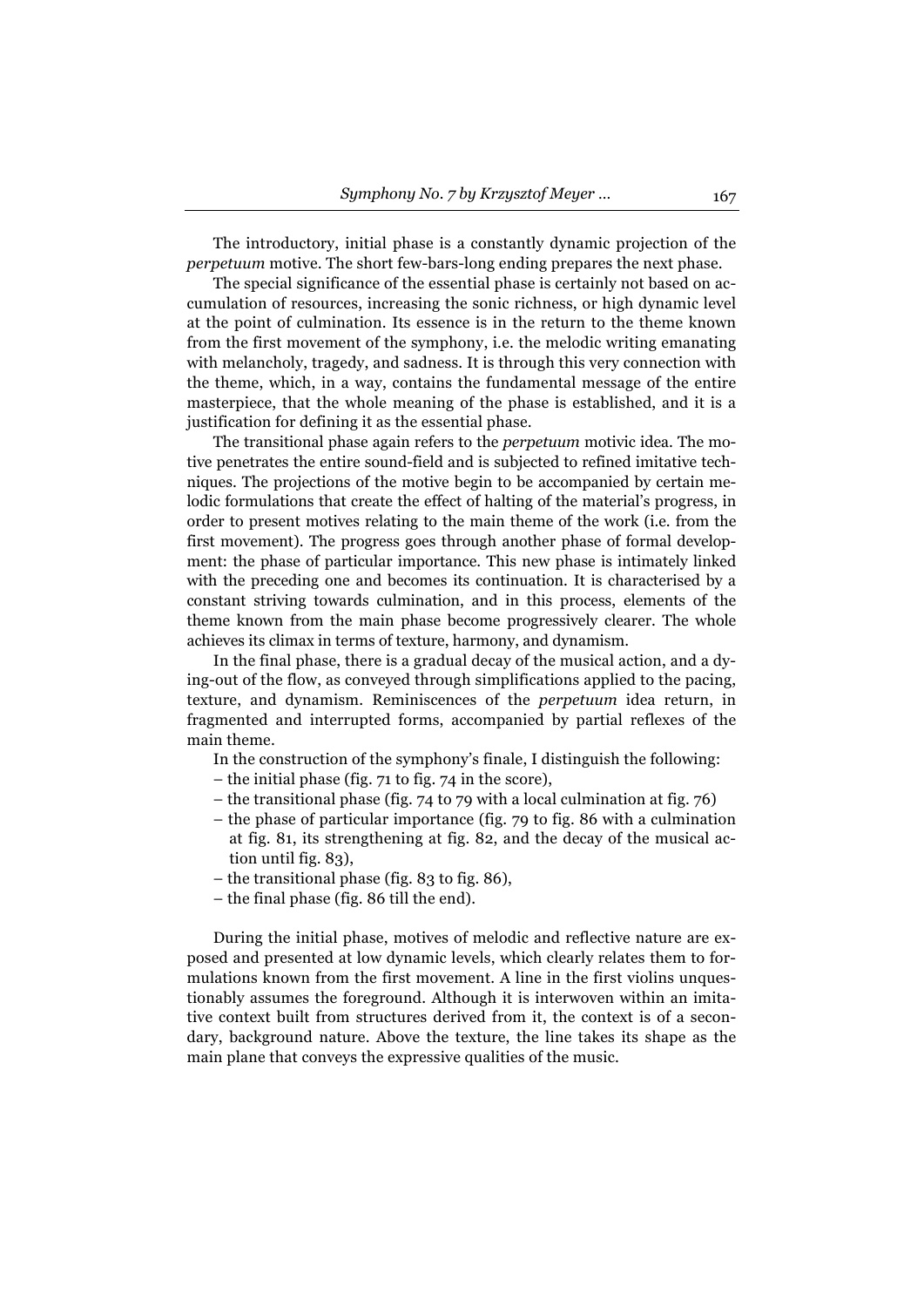The introductory, initial phase is a constantly dynamic projection of the *perpetuum* motive. The short few-bars-long ending prepares the next phase.

The special significance of the essential phase is certainly not based on accumulation of resources, increasing the sonic richness, or high dynamic level at the point of culmination. Its essence is in the return to the theme known from the first movement of the symphony, i.e. the melodic writing emanating with melancholy, tragedy, and sadness. It is through this very connection with the theme, which, in a way, contains the fundamental message of the entire masterpiece, that the whole meaning of the phase is established, and it is a justification for defining it as the essential phase.

The transitional phase again refers to the *perpetuum* motivic idea. The motive penetrates the entire sound-field and is subjected to refined imitative techniques. The projections of the motive begin to be accompanied by certain melodic formulations that create the effect of halting of the material's progress, in order to present motives relating to the main theme of the work (i.e. from the first movement). The progress goes through another phase of formal development: the phase of particular importance. This new phase is intimately linked with the preceding one and becomes its continuation. It is characterised by a constant striving towards culmination, and in this process, elements of the theme known from the main phase become progressively clearer. The whole achieves its climax in terms of texture, harmony, and dynamism.

In the final phase, there is a gradual decay of the musical action, and a dying-out of the flow, as conveyed through simplifications applied to the pacing, texture, and dynamism. Reminiscences of the *perpetuum* idea return, in fragmented and interrupted forms, accompanied by partial reflexes of the main theme.

In the construction of the symphony's finale, I distinguish the following:

– the initial phase (fig. 71 to fig. 74 in the score),
– the transitional phase (fig. 74 to 79 with a local culmination at fig. 76)
– the phase of particular importance (fig. 79 to fig. 86 with a culmination at fig. 81, its strengthening at fig. 82, and the decay of the musical action until fig. 83),
– the transitional phase (fig. 83 to fig. 86),
– the final phase (fig. 86 till the end).

During the initial phase, motives of melodic and reflective nature are exposed and presented at low dynamic levels, which clearly relates them to formulations known from the first movement. A line in the first violins unquestionably assumes the foreground. Although it is interwoven within an imitative context built from structures derived from it, the context is of a secondary, background nature. Above the texture, the line takes its shape as the main plane that conveys the expressive qualities of the music.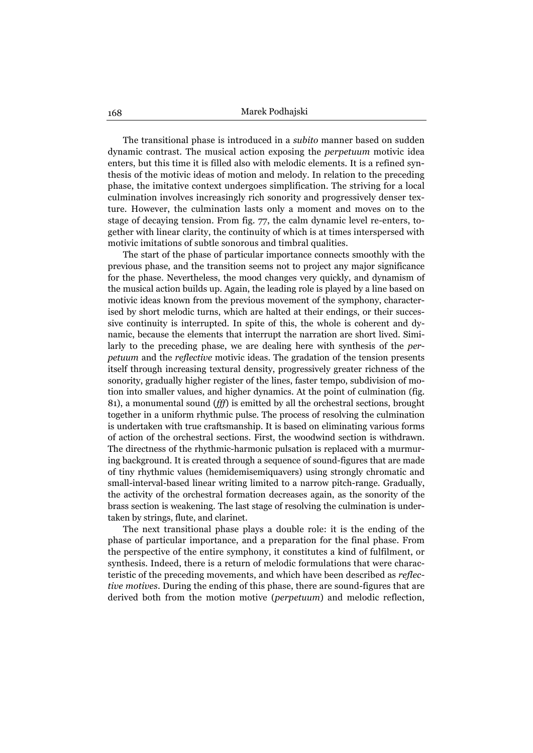The transitional phase is introduced in a *subito* manner based on sudden dynamic contrast. The musical action exposing the *perpetuum* motivic idea enters, but this time it is filled also with melodic elements. It is a refined synthesis of the motivic ideas of motion and melody. In relation to the preceding phase, the imitative context undergoes simplification. The striving for a local culmination involves increasingly rich sonority and progressively denser texture. However, the culmination lasts only a moment and moves on to the stage of decaying tension. From fig. 77, the calm dynamic level re-enters, together with linear clarity, the continuity of which is at times interspersed with motivic imitations of subtle sonorous and timbral qualities.

The start of the phase of particular importance connects smoothly with the previous phase, and the transition seems not to project any major significance for the phase. Nevertheless, the mood changes very quickly, and dynamism of the musical action builds up. Again, the leading role is played by a line based on motivic ideas known from the previous movement of the symphony, characterised by short melodic turns, which are halted at their endings, or their successive continuity is interrupted. In spite of this, the whole is coherent and dynamic, because the elements that interrupt the narration are short lived. Similarly to the preceding phase, we are dealing here with synthesis of the *perpetuum* and the *reflective* motivic ideas. The gradation of the tension presents itself through increasing textural density, progressively greater richness of the sonority, gradually higher register of the lines, faster tempo, subdivision of motion into smaller values, and higher dynamics. At the point of culmination (fig. 81), a monumental sound (*fff*) is emitted by all the orchestral sections, brought together in a uniform rhythmic pulse. The process of resolving the culmination is undertaken with true craftsmanship. It is based on eliminating various forms of action of the orchestral sections. First, the woodwind section is withdrawn. The directness of the rhythmic-harmonic pulsation is replaced with a murmuring background. It is created through a sequence of sound-figures that are made of tiny rhythmic values (hemidemisemiquavers) using strongly chromatic and small-interval-based linear writing limited to a narrow pitch-range. Gradually, the activity of the orchestral formation decreases again, as the sonority of the brass section is weakening. The last stage of resolving the culmination is undertaken by strings, flute, and clarinet.

The next transitional phase plays a double role: it is the ending of the phase of particular importance, and a preparation for the final phase. From the perspective of the entire symphony, it constitutes a kind of fulfilment, or synthesis. Indeed, there is a return of melodic formulations that were characteristic of the preceding movements, and which have been described as *reflective motives*. During the ending of this phase, there are sound-figures that are derived both from the motion motive (*perpetuum*) and melodic reflection,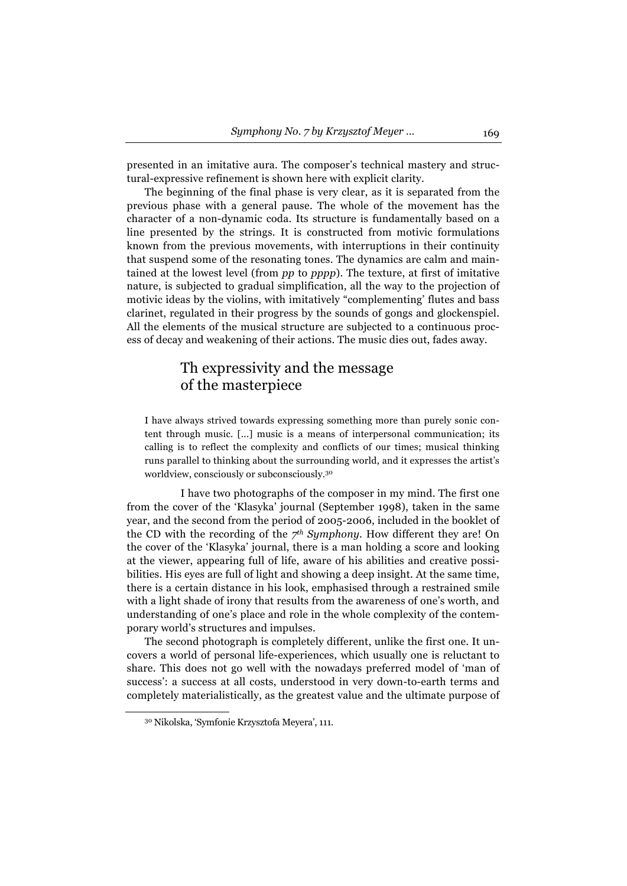presented in an imitative aura. The composer's technical mastery and structural-expressive refinement is shown here with explicit clarity.

The beginning of the final phase is very clear, as it is separated from the previous phase with a general pause. The whole of the movement has the character of a non-dynamic coda. Its structure is fundamentally based on a line presented by the strings. It is constructed from motivic formulations known from the previous movements, with interruptions in their continuity that suspend some of the resonating tones. The dynamics are calm and maintained at the lowest level (from *pp* to *pppp*). The texture, at first of imitative nature, is subjected to gradual simplification, all the way to the projection of motivic ideas by the violins, with imitatively "complementing' flutes and bass clarinet, regulated in their progress by the sounds of gongs and glockenspiel. All the elements of the musical structure are subjected to a continuous process of decay and weakening of their actions. The music dies out, fades away.

## Th expressivity and the message of the masterpiece

> I have always strived towards expressing something more than purely sonic content through music. [...] music is a means of interpersonal communication; its calling is to reflect the complexity and conflicts of our times; musical thinking runs parallel to thinking about the surrounding world, and it expresses the artist's worldview, consciously or subconsciously.[30]

I have two photographs of the composer in my mind. The first one from the cover of the 'Klasyka' journal (September 1998), taken in the same year, and the second from the period of 2005-2006, included in the booklet of the CD with the recording of the *7th Symphony*. How different they are! On the cover of the 'Klasyka' journal, there is a man holding a score and looking at the viewer, appearing full of life, aware of his abilities and creative possibilities. His eyes are full of light and showing a deep insight. At the same time, there is a certain distance in his look, emphasised through a restrained smile with a light shade of irony that results from the awareness of one's worth, and understanding of one's place and role in the whole complexity of the contemporary world's structures and impulses.

The second photograph is completely different, unlike the first one. It uncovers a world of personal life-experiences, which usually one is reluctant to share. This does not go well with the nowadays preferred model of 'man of success': a success at all costs, understood in very down-to-earth terms and completely materialistically, as the greatest value and the ultimate purpose of

[30] Nikolska, 'Symfonie Krzysztofa Meyera', 111.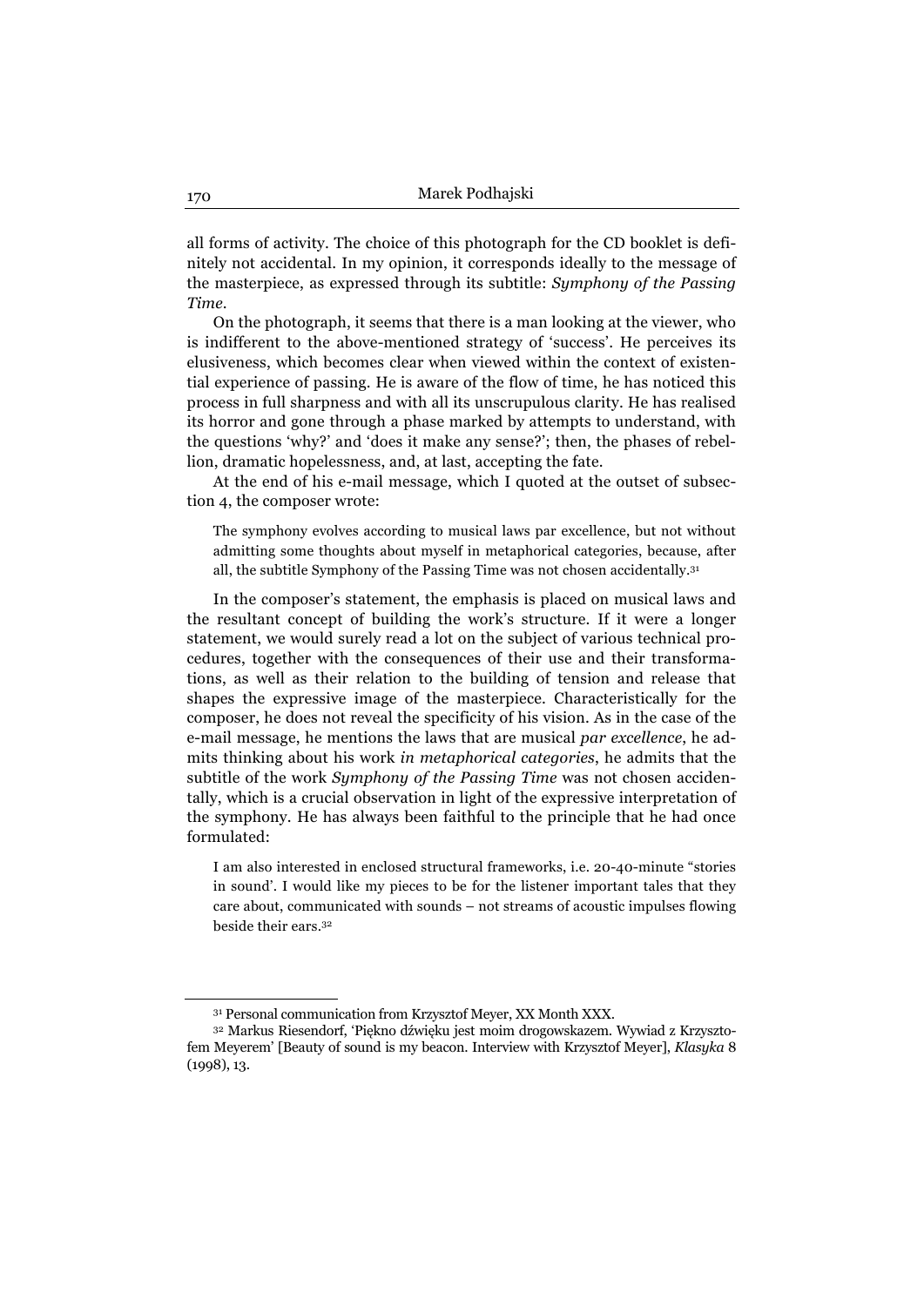all forms of activity. The choice of this photograph for the CD booklet is definitely not accidental. In my opinion, it corresponds ideally to the message of the masterpiece, as expressed through its subtitle: *Symphony of the Passing Time*.

On the photograph, it seems that there is a man looking at the viewer, who is indifferent to the above-mentioned strategy of 'success'. He perceives its elusiveness, which becomes clear when viewed within the context of existential experience of passing. He is aware of the flow of time, he has noticed this process in full sharpness and with all its unscrupulous clarity. He has realised its horror and gone through a phase marked by attempts to understand, with the questions 'why?' and 'does it make any sense?'; then, the phases of rebellion, dramatic hopelessness, and, at last, accepting the fate.

At the end of his e-mail message, which I quoted at the outset of subsection 4, the composer wrote:

> The symphony evolves according to musical laws par excellence, but not without admitting some thoughts about myself in metaphorical categories, because, after all, the subtitle Symphony of the Passing Time was not chosen accidentally.[31]

In the composer's statement, the emphasis is placed on musical laws and the resultant concept of building the work's structure. If it were a longer statement, we would surely read a lot on the subject of various technical procedures, together with the consequences of their use and their transformations, as well as their relation to the building of tension and release that shapes the expressive image of the masterpiece. Characteristically for the composer, he does not reveal the specificity of his vision. As in the case of the e-mail message, he mentions the laws that are musical *par excellence*, he admits thinking about his work *in metaphorical categories*, he admits that the subtitle of the work *Symphony of the Passing Time* was not chosen accidentally, which is a crucial observation in light of the expressive interpretation of the symphony. He has always been faithful to the principle that he had once formulated:

> I am also interested in enclosed structural frameworks, i.e. 20-40-minute "stories in sound'. I would like my pieces to be for the listener important tales that they care about, communicated with sounds – not streams of acoustic impulses flowing beside their ears.[32]

---

[31] Personal communication from Krzysztof Meyer, XX Month XXX.

[32] Markus Riesendorf, 'Piękno dźwięku jest moim drogowskazem. Wywiad z Krzysztofem Meyerem' [Beauty of sound is my beacon. Interview with Krzysztof Meyer], *Klasyka* 8 (1998), 13.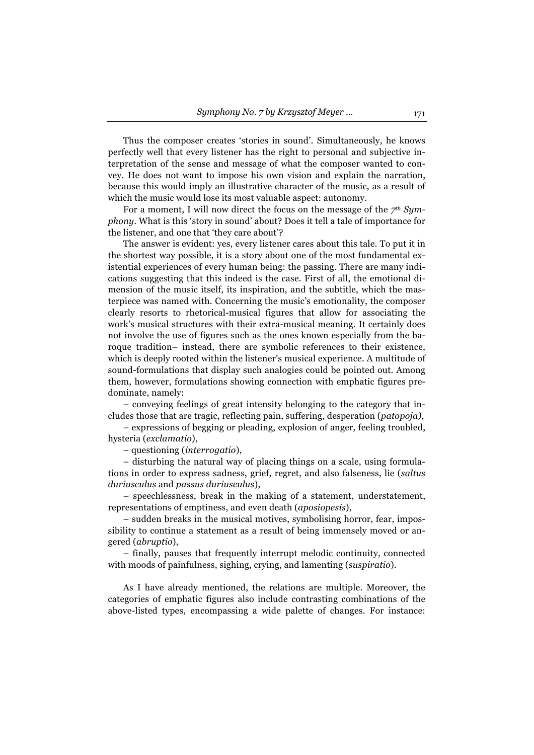Thus the composer creates 'stories in sound'. Simultaneously, he knows perfectly well that every listener has the right to personal and subjective interpretation of the sense and message of what the composer wanted to convey. He does not want to impose his own vision and explain the narration, because this would imply an illustrative character of the music, as a result of which the music would lose its most valuable aspect: autonomy.

For a moment, I will now direct the focus on the message of the *7th Symphony*. What is this 'story in sound' about? Does it tell a tale of importance for the listener, and one that 'they care about'?

The answer is evident: yes, every listener cares about this tale. To put it in the shortest way possible, it is a story about one of the most fundamental existential experiences of every human being: the passing. There are many indications suggesting that this indeed is the case. First of all, the emotional dimension of the music itself, its inspiration, and the subtitle, which the masterpiece was named with. Concerning the music's emotionality, the composer clearly resorts to rhetorical-musical figures that allow for associating the work's musical structures with their extra-musical meaning. It certainly does not involve the use of figures such as the ones known especially from the baroque tradition– instead, there are symbolic references to their existence, which is deeply rooted within the listener's musical experience. A multitude of sound-formulations that display such analogies could be pointed out. Among them, however, formulations showing connection with emphatic figures predominate, namely:

– conveying feelings of great intensity belonging to the category that includes those that are tragic, reflecting pain, suffering, desperation (*patopoja)*,

– expressions of begging or pleading, explosion of anger, feeling troubled, hysteria (*exclamatio*),

– questioning (*interrogatio*),

– disturbing the natural way of placing things on a scale, using formulations in order to express sadness, grief, regret, and also falseness, lie (*saltus duriusculus* and *passus duriusculus*),

– speechlessness, break in the making of a statement, understatement, representations of emptiness, and even death (*aposiopesis*),

– sudden breaks in the musical motives, symbolising horror, fear, impossibility to continue a statement as a result of being immensely moved or angered (*abruptio*),

– finally, pauses that frequently interrupt melodic continuity, connected with moods of painfulness, sighing, crying, and lamenting (*suspiratio*).

As I have already mentioned, the relations are multiple. Moreover, the categories of emphatic figures also include contrasting combinations of the above-listed types, encompassing a wide palette of changes. For instance: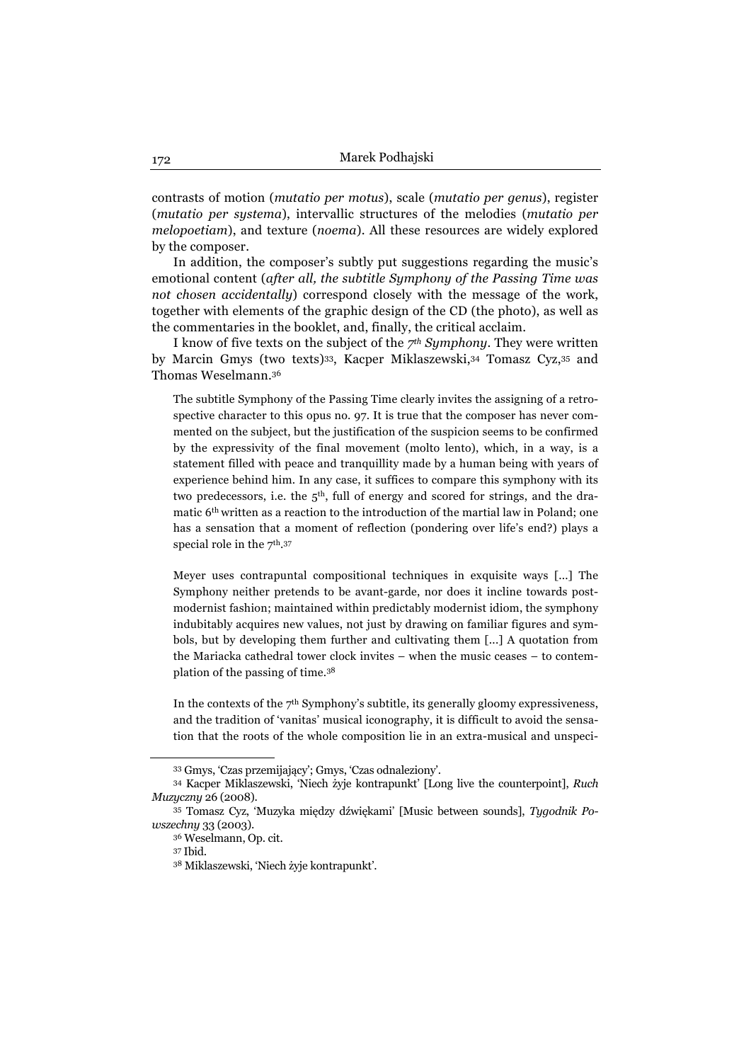contrasts of motion (*mutatio per motus*), scale (*mutatio per genus*), register (*mutatio per systema*), intervallic structures of the melodies (*mutatio per melopoetiam*), and texture (*noema*). All these resources are widely explored by the composer.

In addition, the composer's subtly put suggestions regarding the music's emotional content (*after all, the subtitle Symphony of the Passing Time was not chosen accidentally*) correspond closely with the message of the work, together with elements of the graphic design of the CD (the photo), as well as the commentaries in the booklet, and, finally, the critical acclaim.

I know of five texts on the subject of the *7th Symphony*. They were written by Marcin Gmys (two texts)[33], Kacper Miklaszewski,[34] Tomasz Cyz,[35] and Thomas Weselmann.[36]

> The subtitle Symphony of the Passing Time clearly invites the assigning of a retrospective character to this opus no. 97. It is true that the composer has never commented on the subject, but the justification of the suspicion seems to be confirmed by the expressivity of the final movement (molto lento), which, in a way, is a statement filled with peace and tranquillity made by a human being with years of experience behind him. In any case, it suffices to compare this symphony with its two predecessors, i.e. the 5th, full of energy and scored for strings, and the dramatic 6th written as a reaction to the introduction of the martial law in Poland; one has a sensation that a moment of reflection (pondering over life's end?) plays a special role in the 7th.[37]

> Meyer uses contrapuntal compositional techniques in exquisite ways […] The Symphony neither pretends to be avant-garde, nor does it incline towards postmodernist fashion; maintained within predictably modernist idiom, the symphony indubitably acquires new values, not just by drawing on familiar figures and symbols, but by developing them further and cultivating them […] A quotation from the Mariacka cathedral tower clock invites – when the music ceases – to contemplation of the passing of time.[38]

> In the contexts of the 7th Symphony's subtitle, its generally gloomy expressiveness, and the tradition of 'vanitas' musical iconography, it is difficult to avoid the sensation that the roots of the whole composition lie in an extra-musical and unspeci-

---

[33] Gmys, 'Czas przemijający'; Gmys, 'Czas odnaleziony'.

[34] Kacper Miklaszewski, 'Niech żyje kontrapunkt' [Long live the counterpoint], *Ruch Muzyczny* 26 (2008).

[35] Tomasz Cyz, 'Muzyka między dźwiękami' [Music between sounds], *Tygodnik Powszechny* 33 (2003).

[36] Weselmann, Op. cit.

[37] Ibid.

[38] Miklaszewski, 'Niech żyje kontrapunkt'.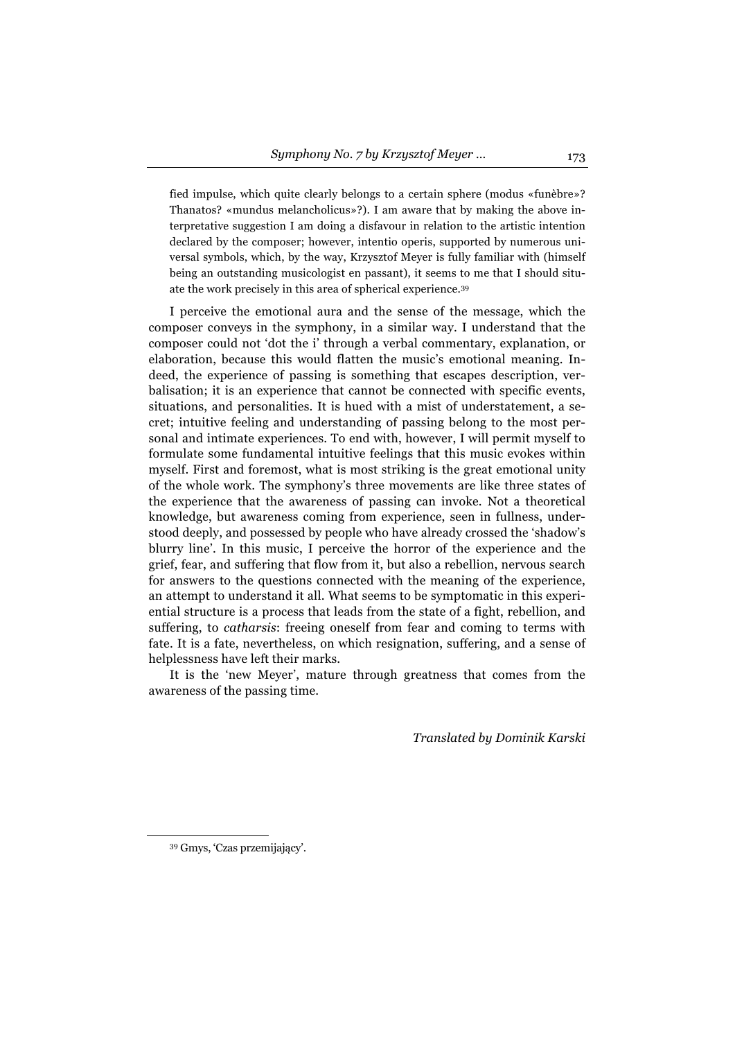fied impulse, which quite clearly belongs to a certain sphere (modus «funèbre»? Thanatos? «mundus melancholicus»?). I am aware that by making the above interpretative suggestion I am doing a disfavour in relation to the artistic intention declared by the composer; however, intentio operis, supported by numerous universal symbols, which, by the way, Krzysztof Meyer is fully familiar with (himself being an outstanding musicologist en passant), it seems to me that I should situate the work precisely in this area of spherical experience.[39]

I perceive the emotional aura and the sense of the message, which the composer conveys in the symphony, in a similar way. I understand that the composer could not 'dot the i' through a verbal commentary, explanation, or elaboration, because this would flatten the music's emotional meaning. Indeed, the experience of passing is something that escapes description, verbalisation; it is an experience that cannot be connected with specific events, situations, and personalities. It is hued with a mist of understatement, a secret; intuitive feeling and understanding of passing belong to the most personal and intimate experiences. To end with, however, I will permit myself to formulate some fundamental intuitive feelings that this music evokes within myself. First and foremost, what is most striking is the great emotional unity of the whole work. The symphony's three movements are like three states of the experience that the awareness of passing can invoke. Not a theoretical knowledge, but awareness coming from experience, seen in fullness, understood deeply, and possessed by people who have already crossed the 'shadow's blurry line'. In this music, I perceive the horror of the experience and the grief, fear, and suffering that flow from it, but also a rebellion, nervous search for answers to the questions connected with the meaning of the experience, an attempt to understand it all. What seems to be symptomatic in this experiential structure is a process that leads from the state of a fight, rebellion, and suffering, to *catharsis*: freeing oneself from fear and coming to terms with fate. It is a fate, nevertheless, on which resignation, suffering, and a sense of helplessness have left their marks.

It is the 'new Meyer', mature through greatness that comes from the awareness of the passing time.

*Translated by Dominik Karski*

---

[39] Gmys, 'Czas przemijający'.